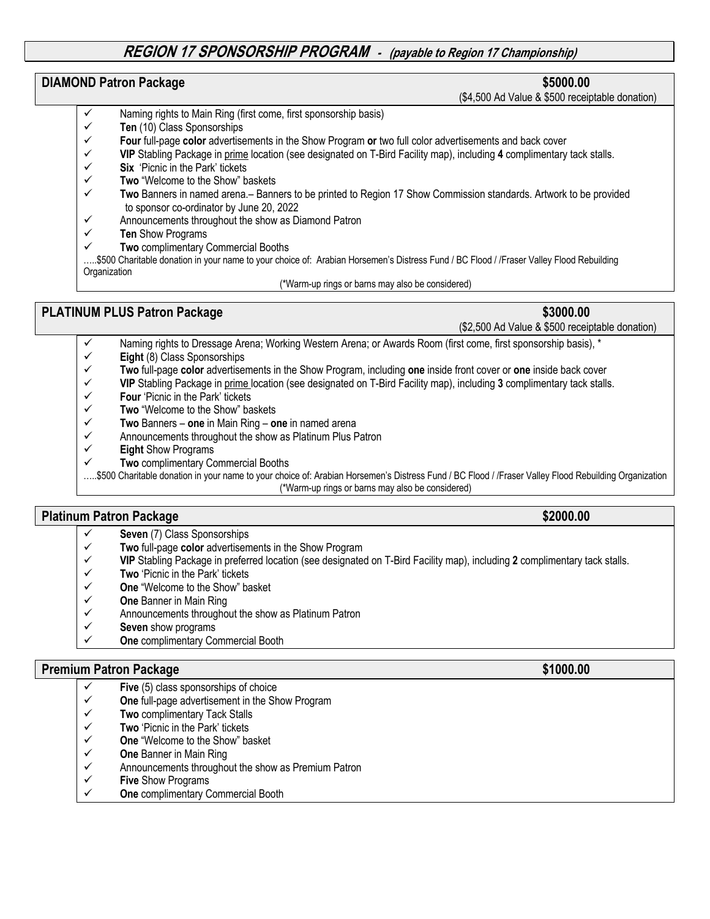# ***REGION 17 SPONSORSHIP PROGRAM - (payable to Region 17 Championship)***

## DIAMOND Patron Package — $5000.00

($4,500 Ad Value & $500 receiptable donation)

- ✓ Naming rights to Main Ring (first come, first sponsorship basis)
- ✓ **Ten** (10) Class Sponsorships
- ✓ **Four** full-page **color** advertisements in the Show Program **or** two full color advertisements and back cover
- ✓ **VIP** Stabling Package in <u>prime</u> location (see designated on T-Bird Facility map), including **4** complimentary tack stalls.
- ✓ **Six** 'Picnic in the Park' tickets
- ✓ **Two** "Welcome to the Show" baskets
- ✓ **Two** Banners in named arena.– Banners to be printed to Region 17 Show Commission standards. Artwork to be provided to sponsor co-ordinator by June 20, 2022
- ✓ Announcements throughout the show as Diamond Patron
- ✓ **Ten** Show Programs
- ✓ **Two** complimentary Commercial Booths

…..$500 Charitable donation in your name to your choice of: Arabian Horsemen's Distress Fund / BC Flood / /Fraser Valley Flood Rebuilding Organization

(*Warm-up rings or barns may also be considered)

## PLATINUM PLUS Patron Package — $3000.00

($2,500 Ad Value & $500 receiptable donation)

- ✓ Naming rights to Dressage Arena; Working Western Arena; or Awards Room (first come, first sponsorship basis), *
- ✓ **Eight** (8) Class Sponsorships
- ✓ **Two** full-page **color** advertisements in the Show Program, including **one** inside front cover or **one** inside back cover
- ✓ **VIP** Stabling Package in <u>prime</u> location (see designated on T-Bird Facility map), including **3** complimentary tack stalls.
- ✓ **Four** 'Picnic in the Park' tickets
- ✓ **Two** "Welcome to the Show" baskets
- ✓ **Two** Banners – **one** in Main Ring – **one** in named arena
- ✓ Announcements throughout the show as Platinum Plus Patron
- ✓ **Eight** Show Programs
- ✓ **Two** complimentary Commercial Booths

…..$500 Charitable donation in your name to your choice of: Arabian Horsemen's Distress Fund / BC Flood / /Fraser Valley Flood Rebuilding Organization

(*Warm-up rings or barns may also be considered)

## Platinum Patron Package — $2000.00

- ✓ **Seven** (7) Class Sponsorships
- ✓ **Two** full-page **color** advertisements in the Show Program
- ✓ **VIP** Stabling Package in preferred location (see designated on T-Bird Facility map), including **2** complimentary tack stalls.
- ✓ **Two** 'Picnic in the Park' tickets
- ✓ **One** "Welcome to the Show" basket
- ✓ **One** Banner in Main Ring
- ✓ Announcements throughout the show as Platinum Patron
- ✓ **Seven** show programs
- ✓ **One** complimentary Commercial Booth

## Premium Patron Package — $1000.00

- ✓ **Five** (5) class sponsorships of choice
- ✓ **One** full-page advertisement in the Show Program
- ✓ **Two** complimentary Tack Stalls
- ✓ **Two** 'Picnic in the Park' tickets
- ✓ **One** "Welcome to the Show" basket
- ✓ **One** Banner in Main Ring
- ✓ Announcements throughout the show as Premium Patron
- ✓ **Five** Show Programs
- ✓ **One** complimentary Commercial Booth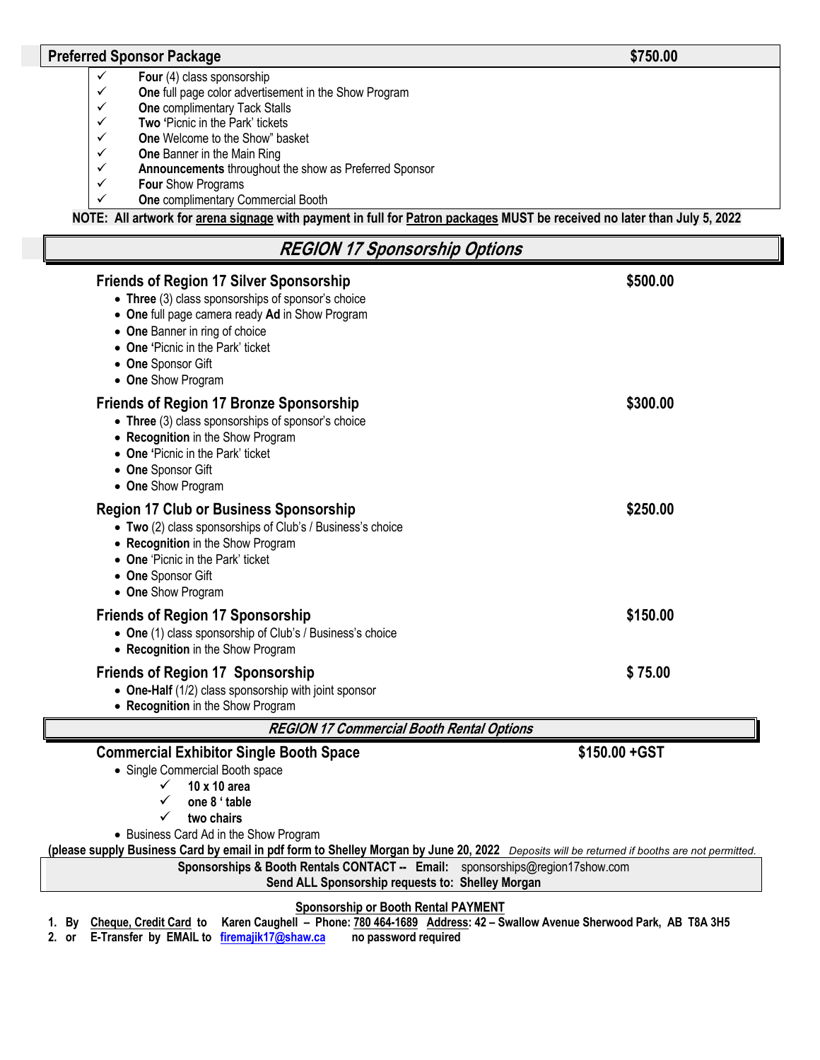| **Preferred Sponsor Package** | **$750.00** |
| --- | --- |

- ✓ **Four** (4) class sponsorship
- ✓ **One** full page color advertisement in the Show Program
- ✓ **One** complimentary Tack Stalls
- ✓ **Two** 'Picnic in the Park' tickets
- ✓ **One** Welcome to the Show" basket
- ✓ **One** Banner in the Main Ring
- ✓ **Announcements** throughout the show as Preferred Sponsor
- ✓ **Four** Show Programs
- ✓ **One** complimentary Commercial Booth

**NOTE: All artwork for arena signage with payment in full for Patron packages MUST be received no later than July 5, 2022**

## *REGION 17 Sponsorship Options*

### Friends of Region 17 Silver Sponsorship — $500.00

- **Three** (3) class sponsorships of sponsor's choice
- **One** full page camera ready **Ad** in Show Program
- **One** Banner in ring of choice
- **One** 'Picnic in the Park' ticket
- **One** Sponsor Gift
- **One** Show Program

### Friends of Region 17 Bronze Sponsorship — $300.00

- **Three** (3) class sponsorships of sponsor's choice
- **Recognition** in the Show Program
- **One** 'Picnic in the Park' ticket
- **One** Sponsor Gift
- **One** Show Program

### Region 17 Club or Business Sponsorship — $250.00

- **Two** (2) class sponsorships of Club's / Business's choice
- **Recognition** in the Show Program
- **One** 'Picnic in the Park' ticket
- **One** Sponsor Gift
- **One** Show Program

### Friends of Region 17 Sponsorship — $150.00

- **One** (1) class sponsorship of Club's / Business's choice
- **Recognition** in the Show Program

### Friends of Region 17 Sponsorship — $ 75.00

- **One-Half** (1/2) class sponsorship with joint sponsor
- **Recognition** in the Show Program

## *REGION 17 Commercial Booth Rental Options*

### Commercial Exhibitor Single Booth Space — $150.00 +GST

- Single Commercial Booth space
  - ✓ **10 x 10 area**
  - ✓ **one 8 ' table**
  - ✓ **two chairs**
- Business Card Ad in the Show Program

**(please supply Business Card by email in pdf form to Shelley Morgan by June 20, 2022** *Deposits will be returned if booths are not permitted.*

**Sponsorships & Booth Rentals CONTACT -- Email:** sponsorships@region17show.com
**Send ALL Sponsorship requests to: Shelley Morgan**

**Sponsorship or Booth Rental PAYMENT**

1. **By Cheque, Credit Card to Karen Caughell – Phone: 780 464-1689 Address: 42 – Swallow Avenue Sherwood Park, AB T8A 3H5**
2. **or E-Transfer by EMAIL to firemajik17@shaw.ca no password required**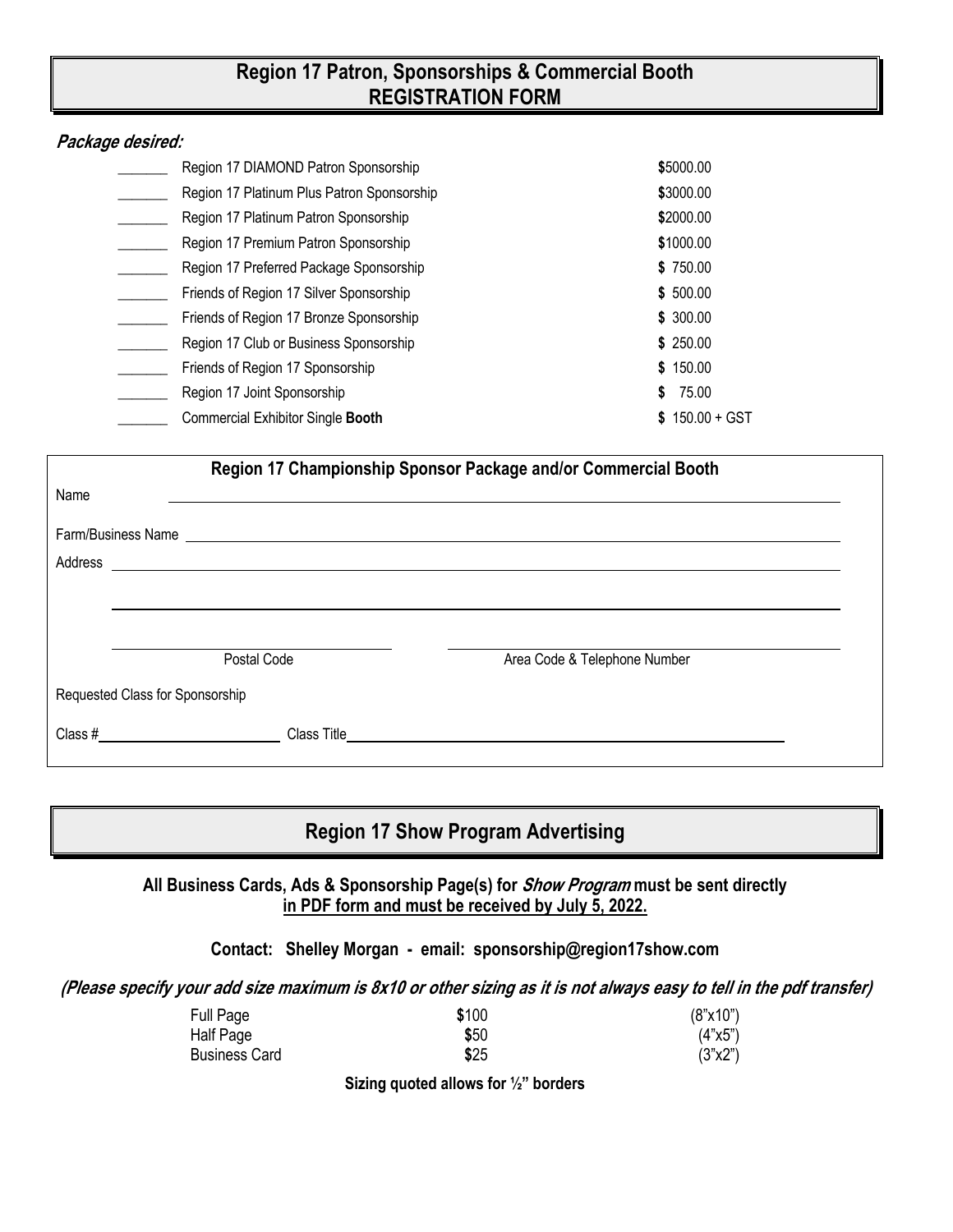## Region 17 Patron, Sponsorships & Commercial Booth
## REGISTRATION FORM

***Package desired:***

| | | |
|---|---|---|
| _______ | Region 17 DIAMOND Patron Sponsorship | $5000.00 |
| _______ | Region 17 Platinum Plus Patron Sponsorship | $3000.00 |
| _______ | Region 17 Platinum Patron Sponsorship | $2000.00 |
| _______ | Region 17 Premium Patron Sponsorship | $1000.00 |
| _______ | Region 17 Preferred Package Sponsorship | $ 750.00 |
| _______ | Friends of Region 17 Silver Sponsorship | $ 500.00 |
| _______ | Friends of Region 17 Bronze Sponsorship | $ 300.00 |
| _______ | Region 17 Club or Business Sponsorship | $ 250.00 |
| _______ | Friends of Region 17 Sponsorship | $ 150.00 |
| _______ | Region 17 Joint Sponsorship | $ 75.00 |
| _______ | Commercial Exhibitor Single **Booth** | $ 150.00 + GST |

### Region 17 Championship Sponsor Package and/or Commercial Booth

Name ______________________________________________

Farm/Business Name ______________________________________________

Address ______________________________________________

______________________________________________

______________________ ______________________

Postal Code Area Code & Telephone Number

Requested Class for Sponsorship

Class # ______________ Class Title ______________________________

## Region 17 Show Program Advertising

**All Business Cards, Ads & Sponsorship Page(s) for *Show Program* must be sent directly <u>in PDF form and must be received by July 5, 2022.</u>**

**Contact: Shelley Morgan - email: sponsorship@region17show.com**

***(Please specify your add size maximum is 8x10 or other sizing as it is not always easy to tell in the pdf transfer)***

| | | |
|---|---|---|
| Full Page | $100 | (8"x10") |
| Half Page | $50 | (4"x5") |
| Business Card | $25 | (3"x2") |

**Sizing quoted allows for ½" borders**